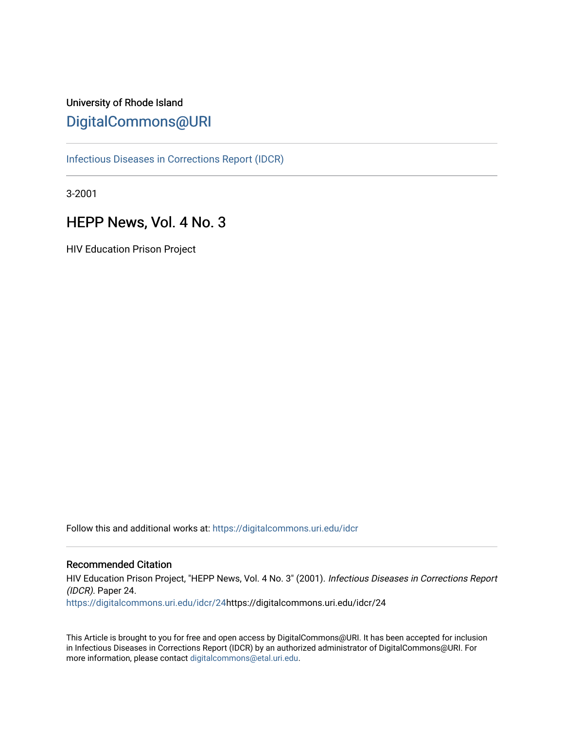University of Rhode Island

# DigitalCommons@URI

Infectious Diseases in Corrections Report (IDCR)

3-2001

## HEPP News, Vol. 4 No. 3

HIV Education Prison Project

Follow this and additional works at: https://digitalcommons.uri.edu/idcr

### Recommended Citation

HIV Education Prison Project, "HEPP News, Vol. 4 No. 3" (2001). *Infectious Diseases in Corrections Report (IDCR).* Paper 24.
https://digitalcommons.uri.edu/idcr/24https://digitalcommons.uri.edu/idcr/24

This Article is brought to you for free and open access by DigitalCommons@URI. It has been accepted for inclusion in Infectious Diseases in Corrections Report (IDCR) by an authorized administrator of DigitalCommons@URI. For more information, please contact digitalcommons@etal.uri.edu.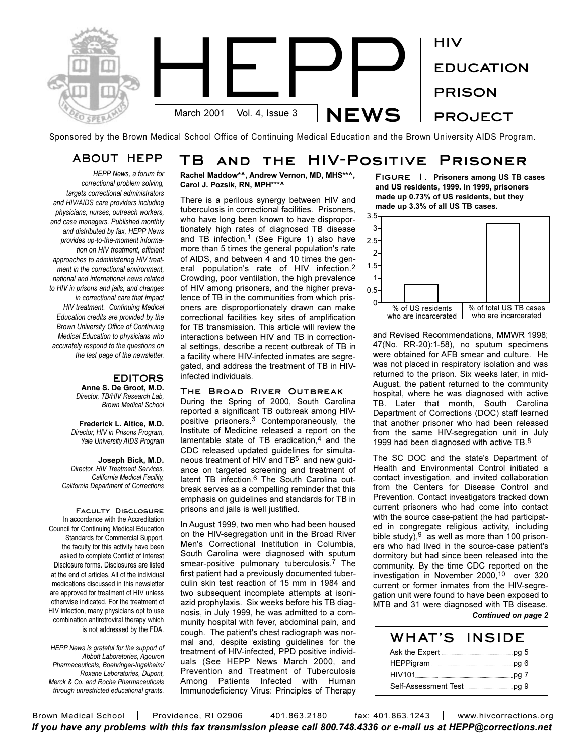# HEPP NEWS

March 2001 Vol. 4, Issue 3

HIV EDUCATION PRISON PROJECT

Sponsored by the Brown Medical School Office of Continuing Medical Education and the Brown University AIDS Program.

## ABOUT HEPP

*HEPP News, a forum for correctional problem solving, targets correctional administrators and HIV/AIDS care providers including physicians, nurses, outreach workers, and case managers. Published monthly and distributed by fax, HEPP News provides up-to-the-moment information on HIV treatment, efficient approaches to administering HIV treatment in the correctional environment, national and international news related to HIV in prisons and jails, and changes in correctional care that impact HIV treatment. Continuing Medical Education credits are provided by the Brown University Office of Continuing Medical Education to physicians who accurately respond to the questions on the last page of the newsletter.*

### EDITORS

**Anne S. De Groot, M.D.**
*Director, TB/HIV Research Lab, Brown Medical School*

**Frederick L. Altice, M.D.**
*Director, HIV in Prisons Program, Yale University AIDS Program*

**Joseph Bick, M.D.**
*Director, HIV Treatment Services, California Medical Facility, California Department of Corrections*

### Faculty Disclosure

In accordance with the Accreditation Council for Continuing Medical Education Standards for Commercial Support, the faculty for this activity have been asked to complete Conflict of Interest Disclosure forms. Disclosures are listed at the end of articles. All of the individual medications discussed in this newsletter are approved for treatment of HIV unless otherwise indicated. For the treatment of HIV infection, many physicians opt to use combination antiretroviral therapy which is not addressed by the FDA.

*HEPP News is grateful for the support of Abbott Laboratories, Agouron Pharmaceuticals, Boehringer-Ingelheim/Roxane Laboratories, Dupont, Merck & Co. and Roche Pharmaceuticals through unrestricted educational grants.*

## TB and the HIV-Positive Prisoner

**Rachel Maddow\*^, Andrew Vernon, MD, MHS\*\*^, Carol J. Pozsik, RN, MPH\*\*\*^**

There is a perilous synergy between HIV and tuberculosis in correctional facilities. Prisoners, who have long been known to have disproportionately high rates of diagnosed TB disease and TB infection,[1] (See Figure 1) also have more than 5 times the general population's rate of AIDS, and between 4 and 10 times the general population's rate of HIV infection.[2] Crowding, poor ventilation, the high prevalence of HIV among prisoners, and the higher prevalence of TB in the communities from which prisoners are disproportionately drawn can make correctional facilities key sites of amplification for TB transmission. This article will review the interactions between HIV and TB in correctional settings, describe a recent outbreak of TB in a facility where HIV-infected inmates are segregated, and address the treatment of TB in HIV-infected individuals.

### The Broad River Outbreak

During the Spring of 2000, South Carolina reported a significant TB outbreak among HIV-positive prisoners.[3] Contemporaneously, the Institute of Medicine released a report on the lamentable state of TB eradication,[4] and the CDC released updated guidelines for simultaneous treatment of HIV and TB[5] and new guidance on targeted screening and treatment of latent TB infection.[6] The South Carolina outbreak serves as a compelling reminder that this emphasis on guidelines and standards for TB in prisons and jails is well justified.

In August 1999, two men who had been housed on the HIV-segregation unit in the Broad River Men's Correctional Institution in Columbia, South Carolina were diagnosed with sputum smear-positive pulmonary tuberculosis.[7] The first patient had a previously documented tuberculin skin test reaction of 15 mm in 1984 and two subsequent incomplete attempts at isoniazid prophylaxis. Six weeks before his TB diagnosis, in July 1999, he was admitted to a community hospital with fever, abdominal pain, and cough. The patient's chest radiograph was normal and, despite existing guidelines for the treatment of HIV-infected, PPD positive individuals (See HEPP News March 2000, and Prevention and Treatment of Tuberculosis Among Patients Infected with Human Immunodeficiency Virus: Principles of Therapy and Revised Recommendations, MMWR 1998; 47(No. RR-20):1-58), no sputum specimens were obtained for AFB smear and culture. He was not placed in respiratory isolation and was returned to the prison. Six weeks later, in mid-August, the patient returned to the community hospital, where he was diagnosed with active TB. Later that month, South Carolina Department of Corrections (DOC) staff learned that another prisoner who had been released from the same HIV-segregation unit in July 1999 had been diagnosed with active TB.[8]

The SC DOC and the state's Department of Health and Environmental Control initiated a contact investigation, and invited collaboration from the Centers for Disease Control and Prevention. Contact investigators tracked down current prisoners who had come into contact with the source case-patient (he had participated in congregate religious activity, including bible study),[9] as well as more than 100 prisoners who had lived in the source-case patient's dormitory but had since been released into the community. By the time CDC reported on the investigation in November 2000,[10] over 320 current or former inmates from the HIV-segregation unit were found to have been exposed to MTB and 31 were diagnosed with TB disease.

***Continued on page 2***

**Figure 1. Prisoners among US TB cases and US residents, 1999. In 1999, prisoners made up 0.73% of US residents, but they made up 3.3% of all US TB cases.**

| | % of US residents who are incarcerated | % of total US TB cases who are incarcerated |
|---|---|---|
| % | 0.73 | 3.3 |

### WHAT'S INSIDE

- Ask the Expert ........ pg 5
- HEPPigram ........ pg 6
- HIV101 ........ pg 7
- Self-Assessment Test ........ pg 9

Brown Medical School | Providence, RI 02906 | 401.863.2180 | fax: 401.863.1243 | www.hivcorrections.org

***If you have any problems with this fax transmission please call 800.748.4336 or e-mail us at HEPP@corrections.net***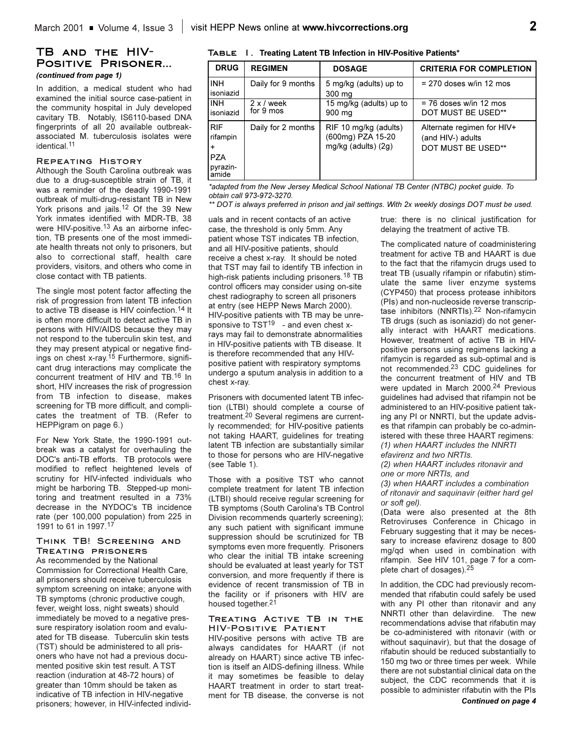## TB and the HIV-Positive Prisoner...

*(continued from page 1)*

In addition, a medical student who had examined the initial source case-patient in the community hospital in July developed cavitary TB. Notably, IS6110-based DNA fingerprints of all 20 available outbreak-associated M. tuberculosis isolates were identical.[11]

### Repeating History

Although the South Carolina outbreak was due to a drug-susceptible strain of TB, it was a reminder of the deadly 1990-1991 outbreak of multi-drug-resistant TB in New York prisons and jails.[12] Of the 39 New York inmates identified with MDR-TB, 38 were HIV-positive.[13] As an airborne infection, TB presents one of the most immediate health threats not only to prisoners, but also to correctional staff, health care providers, visitors, and others who come in close contact with TB patients.

The single most potent factor affecting the risk of progression from latent TB infection to active TB disease is HIV coinfection.[14] It is often more difficult to detect active TB in persons with HIV/AIDS because they may not respond to the tuberculin skin test, and they may present atypical or negative findings on chest x-ray.[15] Furthermore, significant drug interactions may complicate the concurrent treatment of HIV and TB.[16] In short, HIV increases the risk of progression from TB infection to disease, makes screening for TB more difficult, and complicates the treatment of TB. (Refer to HEPPigram on page 6.)

For New York State, the 1990-1991 outbreak was a catalyst for overhauling the DOC's anti-TB efforts. TB protocols were modified to reflect heightened levels of scrutiny for HIV-infected individuals who might be harboring TB. Stepped-up monitoring and treatment resulted in a 73% decrease in the NYDOC's TB incidence rate (per 100,000 population) from 225 in 1991 to 61 in 1997.[17]

### Think TB! Screening and Treating prisoners

As recommended by the National Commission for Correctional Health Care, all prisoners should receive tuberculosis symptom screening on intake; anyone with TB symptoms (chronic productive cough, fever, weight loss, night sweats) should immediately be moved to a negative pressure respiratory isolation room and evaluated for TB disease. Tuberculin skin tests (TST) should be administered to all prisoners who have not had a previous documented positive skin test result. A TST reaction (induration at 48-72 hours) of greater than 10mm should be taken as indicative of TB infection in HIV-negative prisoners; however, in HIV-infected individuals and in recent contacts of an active case, the threshold is only 5mm. Any patient whose TST indicates TB infection, and all HIV-positive patients, should receive a chest x-ray. It should be noted that TST may fail to identify TB infection in high-risk patients including prisoners.[18] TB control officers may consider using on-site chest radiography to screen all prisoners at entry (see HEPP News March 2000). HIV-positive patients with TB may be unresponsive to TST[19] - and even chest x-rays may fail to demonstrate abnormalities in HIV-positive patients with TB disease. It is therefore recommended that any HIV-positive patient with respiratory symptoms undergo a sputum analysis in addition to a chest x-ray.

Prisoners with documented latent TB infection (LTBI) should complete a course of treatment.[20] Several regimens are currently recommended; for HIV-positive patients not taking HAART, guidelines for treating latent TB infection are substantially similar to those for persons who are HIV-negative (see Table 1).

**Table 1. Treating Latent TB Infection in HIV-Positive Patients***

| DRUG | REGIMEN | DOSAGE | CRITERIA FOR COMPLETION |
|---|---|---|---|
| INH isoniazid | Daily for 9 months | 5 mg/kg (adults) up to 300 mg | = 270 doses w/in 12 mos |
| INH isoniazid | 2 x / week for 9 mos | 15 mg/kg (adults) up to 900 mg | = 76 doses w/in 12 mos DOT MUST BE USED** |
| RIF rifampin + PZA pyrazinamide | Daily for 2 months | RIF 10 mg/kg (adults) (600mg) PZA 15-20 mg/kg (adults) (2g) | Alternate regimen for HIV+ (and HIV-) adults DOT MUST BE USED** |

*\*adapted from the New Jersey Medical School National TB Center (NTBC) pocket guide. To obtain call 973-972-3270.*

*\*\* DOT is always preferred in prison and jail settings. With 2x weekly dosings DOT must be used.*

Those with a positive TST who cannot complete treatment for latent TB infection (LTBI) should receive regular screening for TB symptoms (South Carolina's TB Control Division recommends quarterly screening); any such patient with significant immune suppression should be scrutinized for TB symptoms even more frequently. Prisoners who clear the initial TB intake screening should be evaluated at least yearly for TST conversion, and more frequently if there is evidence of recent transmission of TB in the facility or if prisoners with HIV are housed together.[21]

### Treating Active TB in the HIV-Positive Patient

HIV-positive persons with active TB are always candidates for HAART (if not already on HAART) since active TB infection is itself an AIDS-defining illness. While it may sometimes be feasible to delay HAART treatment in order to start treatment for TB disease, the converse is not true: there is no clinical justification for delaying the treatment of active TB.

The complicated nature of coadministering treatment for active TB and HAART is due to the fact that the rifamycin drugs used to treat TB (usually rifampin or rifabutin) stimulate the same liver enzyme systems (CYP450) that process protease inhibitors (PIs) and non-nucleoside reverse transcriptase inhibitors (NNRTIs).[22] Non-rifamycin TB drugs (such as isoniazid) do not generally interact with HAART medications. However, treatment of active TB in HIV-positive persons using regimens lacking a rifamycin is regarded as sub-optimal and is not recommended.[23] CDC guidelines for the concurrent treatment of HIV and TB were updated in March 2000.[24] Previous guidelines had advised that rifampin not be administered to an HIV-positive patient taking any PI or NNRTI, but the update advises that rifampin can probably be co-administered with these three HAART regimens:

*(1) when HAART includes the NNRTI efavirenz and two NRTIs.*

*(2) when HAART includes ritonavir and one or more NRTIs, and*

*(3) when HAART includes a combination of ritonavir and saquinavir (either hard gel or soft gel).*

(Data were also presented at the 8th Retroviruses Conference in Chicago in February suggesting that it may be necessary to increase efavirenz dosage to 800 mg/qd when used in combination with rifampin. See HIV 101, page 7 for a complete chart of dosages).[25]

In addition, the CDC had previously recommended that rifabutin could safely be used with any PI other than ritonavir and any NNRTI other than delavirdine. The new recommendations advise that rifabutin may be co-administered with ritonavir (with or without saquinavir), but that the dosage of rifabutin should be reduced substantially to 150 mg two or three times per week. While there are not substantial clinical data on the subject, the CDC recommends that it is possible to administer rifabutin with the PIs

*Continued on page 4*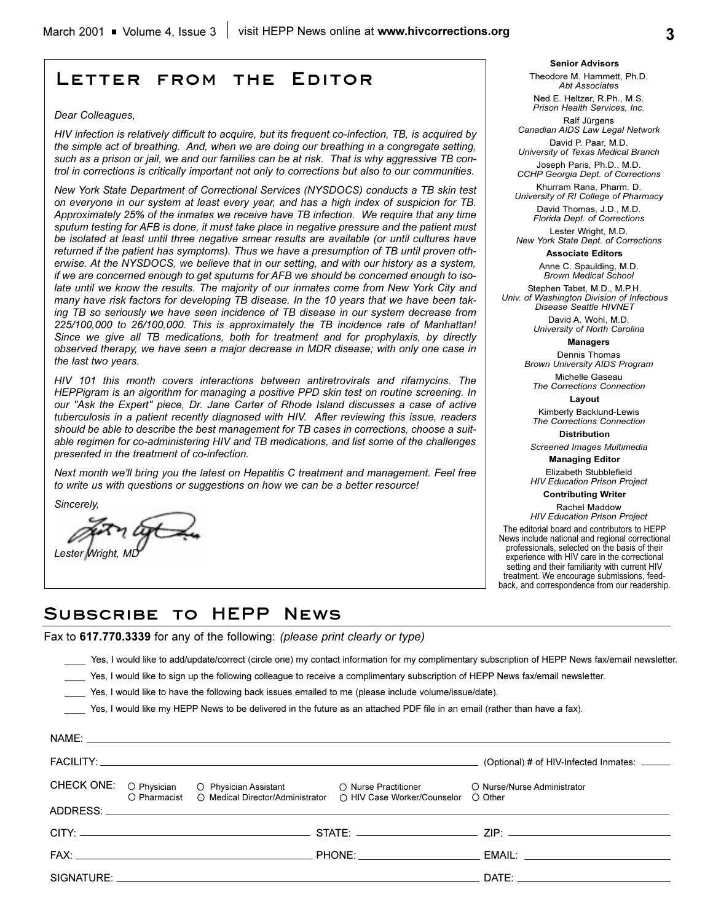## Letter from the Editor

*Dear Colleagues,*

*HIV infection is relatively difficult to acquire, but its frequent co-infection, TB, is acquired by the simple act of breathing. And, when we are doing our breathing in a congregate setting, such as a prison or jail, we and our families can be at risk. That is why aggressive TB control in corrections is critically important not only to corrections but also to our communities.*

*New York State Department of Correctional Services (NYSDOCS) conducts a TB skin test on everyone in our system at least every year, and has a high index of suspicion for TB. Approximately 25% of the inmates we receive have TB infection. We require that any time sputum testing for AFB is done, it must take place in negative pressure and the patient must be isolated at least until three negative smear results are available (or until cultures have returned if the patient has symptoms). Thus we have a presumption of TB until proven otherwise. At the NYSDOCS, we believe that in our setting, and with our history as a system, if we are concerned enough to get sputums for AFB we should be concerned enough to isolate until we know the results. The majority of our inmates come from New York City and many have risk factors for developing TB disease. In the 10 years that we have been taking TB so seriously we have seen incidence of TB disease in our system decrease from 225/100,000 to 26/100,000. This is approximately the TB incidence rate of Manhattan! Since we give all TB medications, both for treatment and for prophylaxis, by directly observed therapy, we have seen a major decrease in MDR disease; with only one case in the last two years.*

*HIV 101 this month covers interactions between antiretrovirals and rifamycins. The HEPPigram is an algorithm for managing a positive PPD skin test on routine screening. In our "Ask the Expert" piece, Dr. Jane Carter of Rhode Island discusses a case of active tuberculosis in a patient recently diagnosed with HIV. After reviewing this issue, readers should be able to describe the best management for TB cases in corrections, choose a suitable regimen for co-administering HIV and TB medications, and list some of the challenges presented in the treatment of co-infection.*

*Next month we'll bring you the latest on Hepatitis C treatment and management. Feel free to write us with questions or suggestions on how we can be a better resource!*

*Sincerely,*

*Lester Wright, MD*

**Senior Advisors**

Theodore M. Hammett, Ph.D.
*Abt Associates*

Ned E. Heltzer, R.Ph., M.S.
*Prison Health Services, Inc.*

Ralf Jürgens
*Canadian AIDS Law Legal Network*

David P. Paar, M.D.
*University of Texas Medical Branch*

Joseph Paris, Ph.D., M.D.
*CCHP Georgia Dept. of Corrections*

Khurram Rana, Pharm. D.
*University of RI College of Pharmacy*

David Thomas, J.D., M.D.
*Florida Dept. of Corrections*

Lester Wright, M.D.
*New York State Dept. of Corrections*

**Associate Editors**

Anne C. Spaulding, M.D.
*Brown Medical School*

Stephen Tabet, M.D., M.P.H.
*Univ. of Washington Division of Infectious Disease Seattle HIVNET*

David A. Wohl, M.D.
*University of North Carolina*

**Managers**

Dennis Thomas
*Brown University AIDS Program*

Michelle Gaseau
*The Corrections Connection*

**Layout**

Kimberly Backlund-Lewis
*The Corrections Connection*

**Distribution**

*Screened Images Multimedia*

**Managing Editor**

Elizabeth Stubblefield
*HIV Education Prison Project*

**Contributing Writer**

Rachel Maddow
*HIV Education Prison Project*

The editorial board and contributors to HEPP News include national and regional correctional professionals, selected on the basis of their experience with HIV care in the correctional setting and their familiarity with current HIV treatment. We encourage submissions, feedback, and correspondence from our readership.

## Subscribe to HEPP News

Fax to **617.770.3339** for any of the following: *(please print clearly or type)*

____ Yes, I would like to add/update/correct (circle one) my contact information for my complimentary subscription of HEPP News fax/email newsletter.

____ Yes, I would like to sign up the following colleague to receive a complimentary subscription of HEPP News fax/email newsletter.

____ Yes, I would like to have the following back issues emailed to me (please include volume/issue/date).

____ Yes, I would like my HEPP News to be delivered in the future as an attached PDF file in an email (rather than have a fax).

NAME: ______________________________

FACILITY: ______________________________ (Optional) # of HIV-Infected Inmates: ______

CHECK ONE: ○ Physician ○ Physician Assistant ○ Nurse Practitioner ○ Nurse/Nurse Administrator ○ Pharmacist ○ Medical Director/Administrator ○ HIV Case Worker/Counselor ○ Other

ADDRESS: ______________________________

CITY: ______________ STATE: ______________ ZIP: ______________

FAX: ______________ PHONE: ______________ EMAIL: ______________

SIGNATURE: ______________________________ DATE: ______________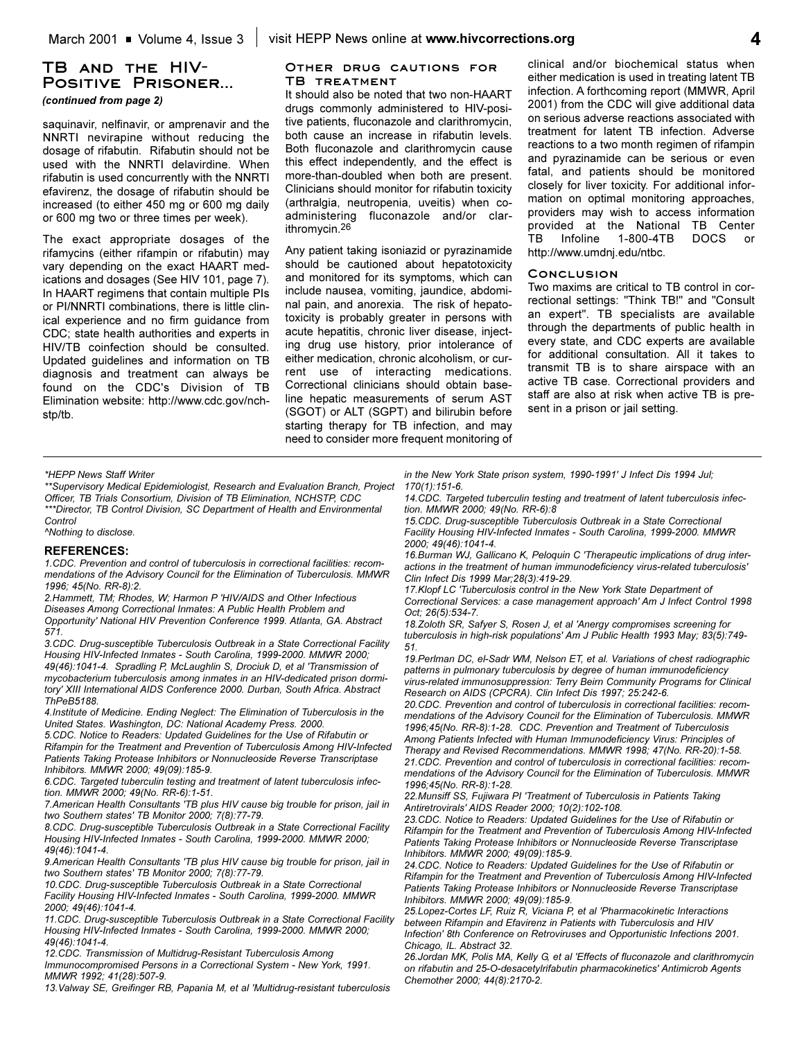## TB and the HIV-Positive Prisoner...

*(continued from page 2)*

saquinavir, nelfinavir, or amprenavir and the NNRTI nevirapine without reducing the dosage of rifabutin. Rifabutin should not be used with the NNRTI delavirdine. When rifabutin is used concurrently with the NNRTI efavirenz, the dosage of rifabutin should be increased (to either 450 mg or 600 mg daily or 600 mg two or three times per week).

The exact appropriate dosages of the rifamycins (either rifampin or rifabutin) may vary depending on the exact HAART medications and dosages (See HIV 101, page 7). In HAART regimens that contain multiple PIs or PI/NNRTI combinations, there is little clinical experience and no firm guidance from CDC; state health authorities and experts in HIV/TB coinfection should be consulted. Updated guidelines and information on TB diagnosis and treatment can always be found on the CDC's Division of TB Elimination website: http://www.cdc.gov/nchstp/tb.

### Other drug cautions for TB treatment

It should also be noted that two non-HAART drugs commonly administered to HIV-positive patients, fluconazole and clarithromycin, both cause an increase in rifabutin levels. Both fluconazole and clarithromycin cause this effect independently, and the effect is more-than-doubled when both are present. Clinicians should monitor for rifabutin toxicity (arthralgia, neutropenia, uveitis) when co-administering fluconazole and/or clarithromycin.[26]

Any patient taking isoniazid or pyrazinamide should be cautioned about hepatotoxicity and monitored for its symptoms, which can include nausea, vomiting, jaundice, abdominal pain, and anorexia. The risk of hepatotoxicity is probably greater in persons with acute hepatitis, chronic liver disease, injecting drug use history, prior intolerance of either medication, chronic alcoholism, or current use of interacting medications. Correctional clinicians should obtain baseline hepatic measurements of serum AST (SGOT) or ALT (SGPT) and bilirubin before starting therapy for TB infection, and may need to consider more frequent monitoring of clinical and/or biochemical status when either medication is used in treating latent TB infection. A forthcoming report (MMWR, April 2001) from the CDC will give additional data on serious adverse reactions associated with treatment for latent TB infection. Adverse reactions to a two month regimen of rifampin and pyrazinamide can be serious or even fatal, and patients should be monitored closely for liver toxicity. For additional information on optimal monitoring approaches, providers may wish to access information provided at the National TB Center TB Infoline 1-800-4TB DOCS or http://www.umdnj.edu/ntbc.

### Conclusion

Two maxims are critical to TB control in correctional settings: "Think TB!" and "Consult an expert". TB specialists are available through the departments of public health in every state, and CDC experts are available for additional consultation. All it takes to transmit TB is to share airspace with an active TB case. Correctional providers and staff are also at risk when active TB is present in a prison or jail setting.

---

*\*HEPP News Staff Writer*

*\*\*Supervisory Medical Epidemiologist, Research and Evaluation Branch, Project Officer, TB Trials Consortium, Division of TB Elimination, NCHSTP, CDC*

*\*\*\*Director, TB Control Division, SC Department of Health and Environmental Control*

*^Nothing to disclose.*

**REFERENCES:**

*1.CDC. Prevention and control of tuberculosis in correctional facilities: recommendations of the Advisory Council for the Elimination of Tuberculosis. MMWR 1996; 45(No. RR-8):2.*

*2.Hammett, TM; Rhodes, W; Harmon P 'HIV/AIDS and Other Infectious Diseases Among Correctional Inmates: A Public Health Problem and Opportunity' National HIV Prevention Conference 1999. Atlanta, GA. Abstract 571.*

*3.CDC. Drug-susceptible Tuberculosis Outbreak in a State Correctional Facility Housing HIV-Infected Inmates - South Carolina, 1999-2000. MMWR 2000; 49(46):1041-4. Spradling P, McLaughlin S, Drociuk D, et al 'Transmission of mycobacterium tuberculosis among inmates in an HIV-dedicated prison dormitory' XIII International AIDS Conference 2000. Durban, South Africa. Abstract ThPeB5188.*

*4.Institute of Medicine. Ending Neglect: The Elimination of Tuberculosis in the United States. Washington, DC: National Academy Press. 2000.*

*5.CDC. Notice to Readers: Updated Guidelines for the Use of Rifabutin or Rifampin for the Treatment and Prevention of Tuberculosis Among HIV-Infected Patients Taking Protease Inhibitors or Nonnucleoside Reverse Transcriptase Inhibitors. MMWR 2000; 49(09):185-9.*

*6.CDC. Targeted tuberculin testing and treatment of latent tuberculosis infection. MMWR 2000; 49(No. RR-6):1-51.*

*7.American Health Consultants 'TB plus HIV cause big trouble for prison, jail in two Southern states' TB Monitor 2000; 7(8):77-79.*

*8.CDC. Drug-susceptible Tuberculosis Outbreak in a State Correctional Facility Housing HIV-Infected Inmates - South Carolina, 1999-2000. MMWR 2000; 49(46):1041-4.*

*9.American Health Consultants 'TB plus HIV cause big trouble for prison, jail in two Southern states' TB Monitor 2000; 7(8):77-79.*

*10.CDC. Drug-susceptible Tuberculosis Outbreak in a State Correctional Facility Housing HIV-Infected Inmates - South Carolina, 1999-2000. MMWR 2000; 49(46):1041-4.*

*11.CDC. Drug-susceptible Tuberculosis Outbreak in a State Correctional Facility Housing HIV-Infected Inmates - South Carolina, 1999-2000. MMWR 2000; 49(46):1041-4.*

*12.CDC. Transmission of Multidrug-Resistant Tuberculosis Among Immunocompromised Persons in a Correctional System - New York, 1991. MMWR 1992; 41(28):507-9.*

*13.Valway SE, Greifinger RB, Papania M, et al 'Multidrug-resistant tuberculosis in the New York State prison system, 1990-1991' J Infect Dis 1994 Jul; 170(1):151-6.*

*14.CDC. Targeted tuberculin testing and treatment of latent tuberculosis infection. MMWR 2000; 49(No. RR-6):8*

*15.CDC. Drug-susceptible Tuberculosis Outbreak in a State Correctional Facility Housing HIV-Infected Inmates - South Carolina, 1999-2000. MMWR 2000; 49(46):1041-4.*

*16.Burman WJ, Gallicano K, Peloquin C 'Therapeutic implications of drug interactions in the treatment of human immunodeficiency virus-related tuberculosis' Clin Infect Dis 1999 Mar;28(3):419-29.*

*17.Klopf LC 'Tuberculosis control in the New York State Department of Correctional Services: a case management approach' Am J Infect Control 1998 Oct; 26(5):534-7.*

*18.Zoloth SR, Safyer S, Rosen J, et al 'Anergy compromises screening for tuberculosis in high-risk populations' Am J Public Health 1993 May; 83(5):749-51.*

*19.Perlman DC, el-Sadr WM, Nelson ET, et al. Variations of chest radiographic patterns in pulmonary tuberculosis by degree of human immunodeficiency virus-related immunosuppression: Terry Beirn Community Programs for Clinical Research on AIDS (CPCRA). Clin Infect Dis 1997; 25:242-6.*

*20.CDC. Prevention and control of tuberculosis in correctional facilities: recommendations of the Advisory Council for the Elimination of Tuberculosis. MMWR 1996;45(No. RR-8):1-28. CDC. Prevention and Treatment of Tuberculosis Among Patients Infected with Human Immunodeficiency Virus: Principles of Therapy and Revised Recommendations. MMWR 1998; 47(No. RR-20):1-58.*

*21.CDC. Prevention and control of tuberculosis in correctional facilities: recommendations of the Advisory Council for the Elimination of Tuberculosis. MMWR 1996;45(No. RR-8):1-28.*

*22.Munsiff SS, Fujiwara PI 'Treatment of Tuberculosis in Patients Taking Antiretrovirals' AIDS Reader 2000; 10(2):102-108.*

*23.CDC. Notice to Readers: Updated Guidelines for the Use of Rifabutin or Rifampin for the Treatment and Prevention of Tuberculosis Among HIV-Infected Patients Taking Protease Inhibitors or Nonnucleoside Reverse Transcriptase Inhibitors. MMWR 2000; 49(09):185-9.*

*24.CDC. Notice to Readers: Updated Guidelines for the Use of Rifabutin or Rifampin for the Treatment and Prevention of Tuberculosis Among HIV-Infected Patients Taking Protease Inhibitors or Nonnucleoside Reverse Transcriptase Inhibitors. MMWR 2000; 49(09):185-9.*

*25.Lopez-Cortes LF, Ruiz R, Viciana P, et al 'Pharmacokinetic Interactions between Rifampin and Efavirenz in Patients with Tuberculosis and HIV Infection' 8th Conference on Retroviruses and Opportunistic Infections 2001. Chicago, IL. Abstract 32.*

*26.Jordan MK, Polis MA, Kelly G, et al 'Effects of fluconazole and clarithromycin on rifabutin and 25-O-desacetylrifabutin pharmacokinetics' Antimicrob Agents Chemother 2000; 44(8):2170-2.*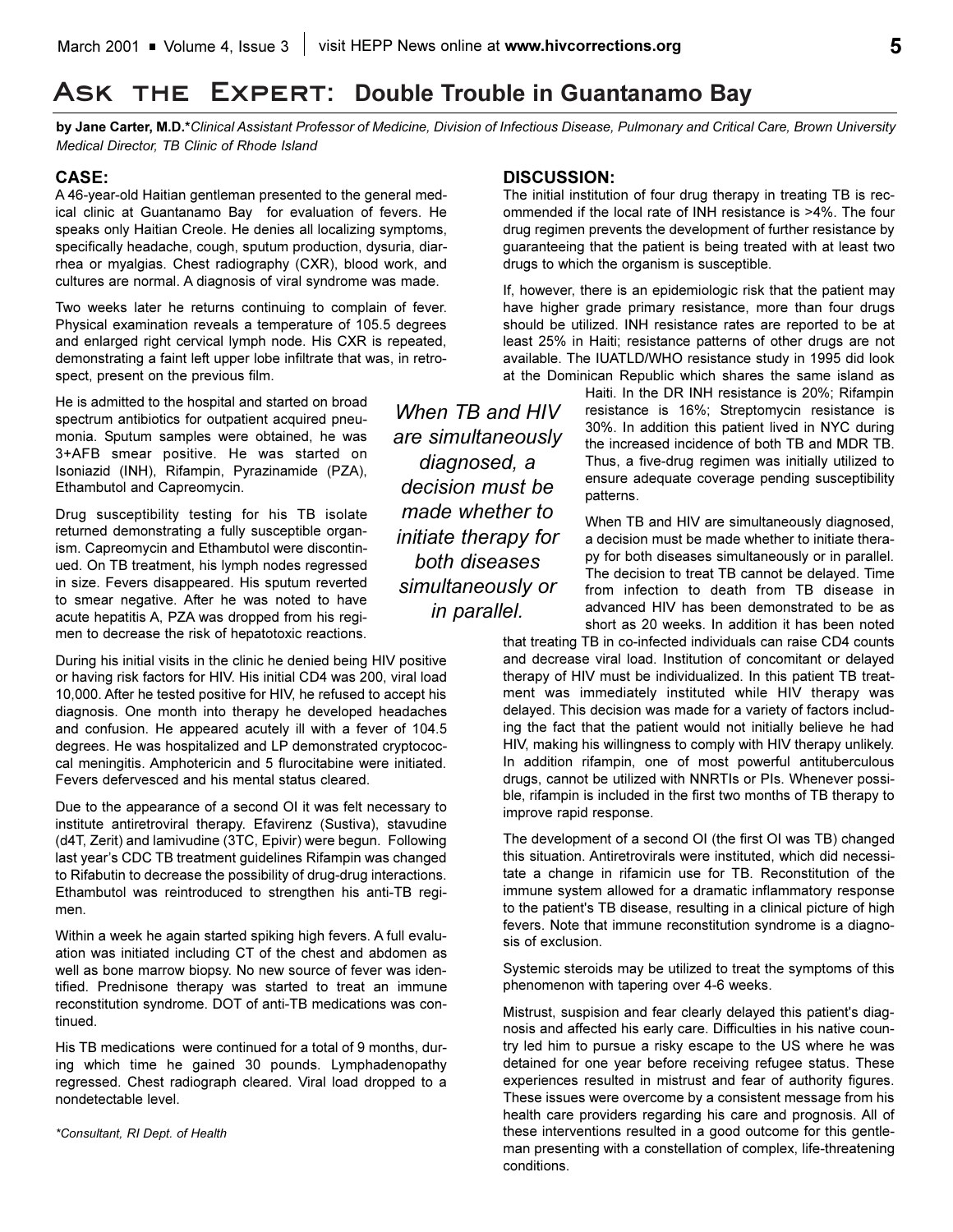# Ask the Expert: Double Trouble in Guantanamo Bay

**by Jane Carter, M.D.*** *Clinical Assistant Professor of Medicine, Division of Infectious Disease, Pulmonary and Critical Care, Brown University Medical Director, TB Clinic of Rhode Island*

## CASE:

A 46-year-old Haitian gentleman presented to the general medical clinic at Guantanamo Bay for evaluation of fevers. He speaks only Haitian Creole. He denies all localizing symptoms, specifically headache, cough, sputum production, dysuria, diarrhea or myalgias. Chest radiography (CXR), blood work, and cultures are normal. A diagnosis of viral syndrome was made.

Two weeks later he returns continuing to complain of fever. Physical examination reveals a temperature of 105.5 degrees and enlarged right cervical lymph node. His CXR is repeated, demonstrating a faint left upper lobe infiltrate that was, in retrospect, present on the previous film.

He is admitted to the hospital and started on broad spectrum antibiotics for outpatient acquired pneumonia. Sputum samples were obtained, he was 3+AFB smear positive. He was started on Isoniazid (INH), Rifampin, Pyrazinamide (PZA), Ethambutol and Capreomycin.

Drug susceptibility testing for his TB isolate returned demonstrating a fully susceptible organism. Capreomycin and Ethambutol were discontinued. On TB treatment, his lymph nodes regressed in size. Fevers disappeared. His sputum reverted to smear negative. After he was noted to have acute hepatitis A, PZA was dropped from his regimen to decrease the risk of hepatotoxic reactions.

During his initial visits in the clinic he denied being HIV positive or having risk factors for HIV. His initial CD4 was 200, viral load 10,000. After he tested positive for HIV, he refused to accept his diagnosis. One month into therapy he developed headaches and confusion. He appeared acutely ill with a fever of 104.5 degrees. He was hospitalized and LP demonstrated cryptococcal meningitis. Amphotericin and 5 flurocitabine were initiated. Fevers defervesced and his mental status cleared.

Due to the appearance of a second OI it was felt necessary to institute antiretroviral therapy. Efavirenz (Sustiva), stavudine (d4T, Zerit) and lamivudine (3TC, Epivir) were begun. Following last year's CDC TB treatment guidelines Rifampin was changed to Rifabutin to decrease the possibility of drug-drug interactions. Ethambutol was reintroduced to strengthen his anti-TB regimen.

Within a week he again started spiking high fevers. A full evaluation was initiated including CT of the chest and abdomen as well as bone marrow biopsy. No new source of fever was identified. Prednisone therapy was started to treat an immune reconstitution syndrome. DOT of anti-TB medications was continued.

His TB medications were continued for a total of 9 months, during which time he gained 30 pounds. Lymphadenopathy regressed. Chest radiograph cleared. Viral load dropped to a nondetectable level.

*Consultant, RI Dept. of Health

## DISCUSSION:

The initial institution of four drug therapy in treating TB is recommended if the local rate of INH resistance is >4%. The four drug regimen prevents the development of further resistance by guaranteeing that the patient is being treated with at least two drugs to which the organism is susceptible.

If, however, there is an epidemiologic risk that the patient may have higher grade primary resistance, more than four drugs should be utilized. INH resistance rates are reported to be at least 25% in Haiti; resistance patterns of other drugs are not available. The IUATLD/WHO resistance study in 1995 did look at the Dominican Republic which shares the same island as Haiti. In the DR INH resistance is 20%; Rifampin resistance is 16%; Streptomycin resistance is 30%. In addition this patient lived in NYC during the increased incidence of both TB and MDR TB. Thus, a five-drug regimen was initially utilized to ensure adequate coverage pending susceptibility patterns.

*When TB and HIV are simultaneously diagnosed, a decision must be made whether to initiate therapy for both diseases simultaneously or in parallel.*

When TB and HIV are simultaneously diagnosed, a decision must be made whether to initiate therapy for both diseases simultaneously or in parallel. The decision to treat TB cannot be delayed. Time from infection to death from TB disease in advanced HIV has been demonstrated to be as short as 20 weeks. In addition it has been noted that treating TB in co-infected individuals can raise CD4 counts and decrease viral load. Institution of concomitant or delayed therapy of HIV must be individualized. In this patient TB treatment was immediately instituted while HIV therapy was delayed. This decision was made for a variety of factors including the fact that the patient would not initially believe he had HIV, making his willingness to comply with HIV therapy unlikely. In addition rifampin, one of most powerful antituberculous drugs, cannot be utilized with NNRTIs or PIs. Whenever possible, rifampin is included in the first two months of TB therapy to improve rapid response.

The development of a second OI (the first OI was TB) changed this situation. Antiretrovirals were instituted, which did necessitate a change in rifamicin use for TB. Reconstitution of the immune system allowed for a dramatic inflammatory response to the patient's TB disease, resulting in a clinical picture of high fevers. Note that immune reconstitution syndrome is a diagnosis of exclusion.

Systemic steroids may be utilized to treat the symptoms of this phenomenon with tapering over 4-6 weeks.

Mistrust, suspision and fear clearly delayed this patient's diagnosis and affected his early care. Difficulties in his native country led him to pursue a risky escape to the US where he was detained for one year before receiving refugee status. These experiences resulted in mistrust and fear of authority figures. These issues were overcome by a consistent message from his health care providers regarding his care and prognosis. All of these interventions resulted in a good outcome for this gentleman presenting with a constellation of complex, life-threatening conditions.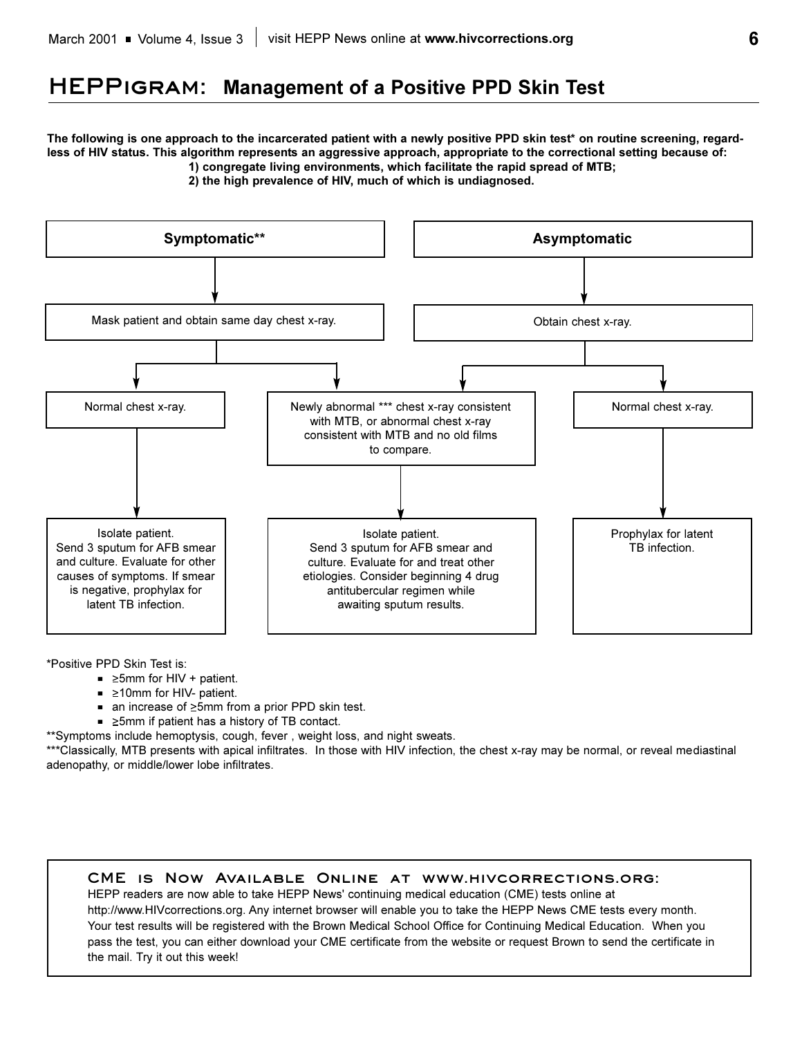# HEPPigram: Management of a Positive PPD Skin Test

**The following is one approach to the incarcerated patient with a newly positive PPD skin test\* on routine screening, regardless of HIV status. This algorithm represents an aggressive approach, appropriate to the correctional setting because of:**

**1) congregate living environments, which facilitate the rapid spread of MTB;**

**2) the high prevalence of HIV, much of which is undiagnosed.**

**Symptomatic\*\***

→ Mask patient and obtain same day chest x-ray.

- → Normal chest x-ray.
  - → Isolate patient. Send 3 sputum for AFB smear and culture. Evaluate for other causes of symptoms. If smear is negative, prophylax for latent TB infection.
- → Newly abnormal \*\*\* chest x-ray consistent with MTB, or abnormal chest x-ray consistent with MTB and no old films to compare.
  - → Isolate patient. Send 3 sputum for AFB smear and culture. Evaluate for and treat other etiologies. Consider beginning 4 drug antitubercular regimen while awaiting sputum results.

**Asymptomatic**

→ Obtain chest x-ray.

- → Newly abnormal \*\*\* chest x-ray consistent with MTB, or abnormal chest x-ray consistent with MTB and no old films to compare.
  - → Isolate patient. Send 3 sputum for AFB smear and culture. Evaluate for and treat other etiologies. Consider beginning 4 drug antitubercular regimen while awaiting sputum results.
- → Normal chest x-ray.
  - → Prophylax for latent TB infection.

\*Positive PPD Skin Test is:

- ≥5mm for HIV + patient.
- ≥10mm for HIV- patient.
- an increase of ≥5mm from a prior PPD skin test.
- ≥5mm if patient has a history of TB contact.

\*\*Symptoms include hemoptysis, cough, fever , weight loss, and night sweats.

\*\*\*Classically, MTB presents with apical infiltrates. In those with HIV infection, the chest x-ray may be normal, or reveal mediastinal adenopathy, or middle/lower lobe infiltrates.

## CME is Now Available Online at www.hivcorrections.org:

HEPP readers are now able to take HEPP News' continuing medical education (CME) tests online at http://www.HIVcorrections.org. Any internet browser will enable you to take the HEPP News CME tests every month. Your test results will be registered with the Brown Medical School Office for Continuing Medical Education. When you pass the test, you can either download your CME certificate from the website or request Brown to send the certificate in the mail. Try it out this week!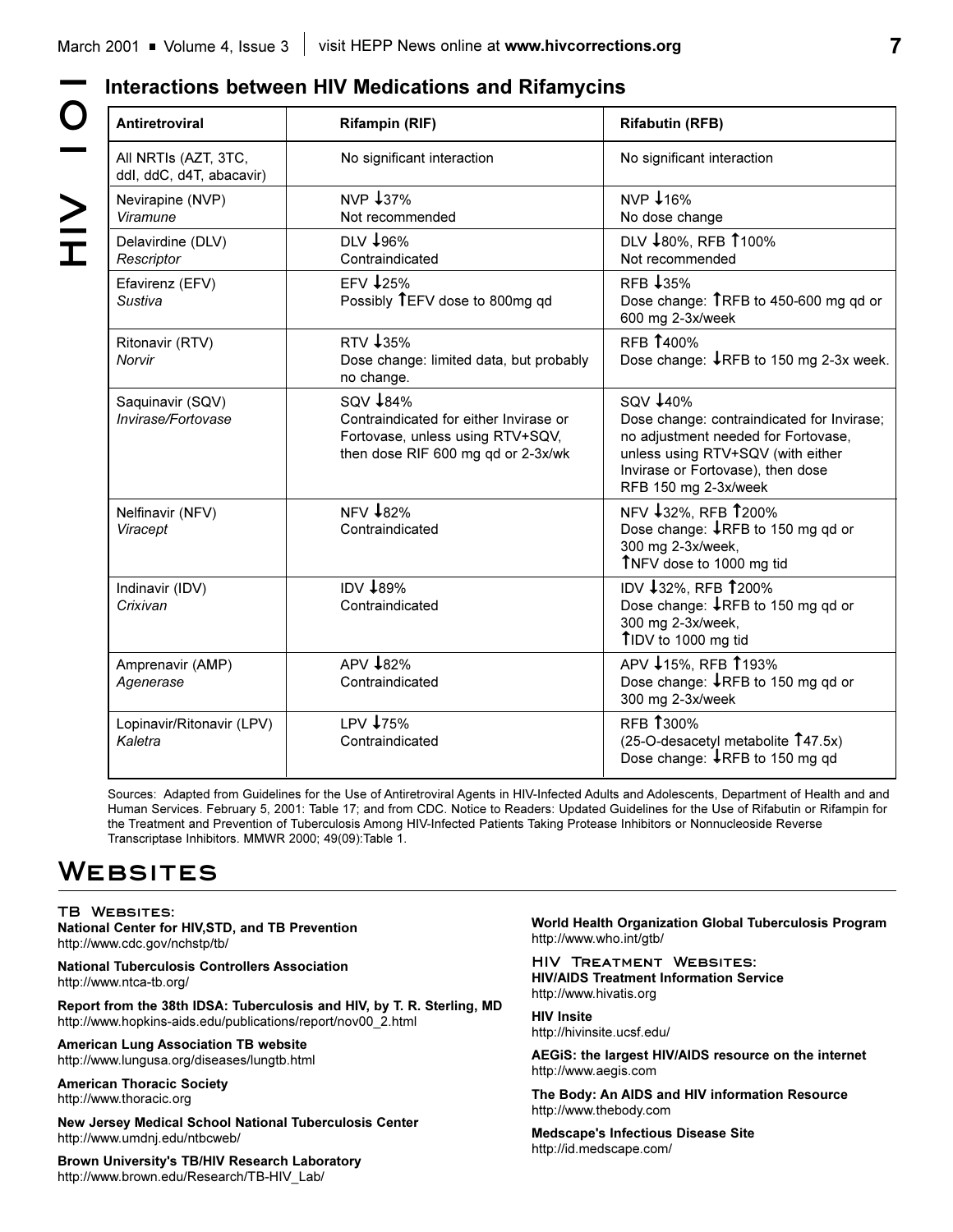## Interactions between HIV Medications and Rifamycins

| Antiretroviral | Rifampin (RIF) | Rifabutin (RFB) |
|---|---|---|
| All NRTIs (AZT, 3TC, ddI, ddC, d4T, abacavir) | No significant interaction | No significant interaction |
| Nevirapine (NVP) *Viramune* | NVP ↓37% Not recommended | NVP ↓16% No dose change |
| Delavirdine (DLV) *Rescriptor* | DLV ↓96% Contraindicated | DLV ↓80%, RFB ↑100% Not recommended |
| Efavirenz (EFV) *Sustiva* | EFV ↓25% Possibly ↑EFV dose to 800mg qd | RFB ↓35% Dose change: ↑RFB to 450-600 mg qd or 600 mg 2-3x/week |
| Ritonavir (RTV) *Norvir* | RTV ↓35% Dose change: limited data, but probably no change. | RFB ↑400% Dose change: ↓RFB to 150 mg 2-3x week. |
| Saquinavir (SQV) *Invirase/Fortovase* | SQV ↓84% Contraindicated for either Invirase or Fortovase, unless using RTV+SQV, then dose RIF 600 mg qd or 2-3x/wk | SQV ↓40% Dose change: contraindicated for Invirase; no adjustment needed for Fortovase, unless using RTV+SQV (with either Invirase or Fortovase), then dose RFB 150 mg 2-3x/week |
| Nelfinavir (NFV) *Viracept* | NFV ↓82% Contraindicated | NFV ↓32%, RFB ↑200% Dose change: ↓RFB to 150 mg qd or 300 mg 2-3x/week, ↑NFV dose to 1000 mg tid |
| Indinavir (IDV) *Crixivan* | IDV ↓89% Contraindicated | IDV ↓32%, RFB ↑200% Dose change: ↓RFB to 150 mg qd or 300 mg 2-3x/week, ↑IDV to 1000 mg tid |
| Amprenavir (AMP) *Agenerase* | APV ↓82% Contraindicated | APV ↓15%, RFB ↑193% Dose change: ↓RFB to 150 mg qd or 300 mg 2-3x/week |
| Lopinavir/Ritonavir (LPV) *Kaletra* | LPV ↓75% Contraindicated | RFB ↑300% (25-O-desacetyl metabolite ↑47.5x) Dose change: ↓RFB to 150 mg qd |

Sources: Adapted from Guidelines for the Use of Antiretroviral Agents in HIV-Infected Adults and Adolescents, Department of Health and and Human Services. February 5, 2001: Table 17; and from CDC. Notice to Readers: Updated Guidelines for the Use of Rifabutin or Rifampin for the Treatment and Prevention of Tuberculosis Among HIV-Infected Patients Taking Protease Inhibitors or Nonnucleoside Reverse Transcriptase Inhibitors. MMWR 2000; 49(09):Table 1.

# Websites

### TB Websites:

**National Center for HIV,STD, and TB Prevention**
http://www.cdc.gov/nchstp/tb/

**National Tuberculosis Controllers Association**
http://www.ntca-tb.org/

**Report from the 38th IDSA: Tuberculosis and HIV, by T. R. Sterling, MD**
http://www.hopkins-aids.edu/publications/report/nov00_2.html

**American Lung Association TB website**
http://www.lungusa.org/diseases/lungtb.html

**American Thoracic Society**
http://www.thoracic.org

**New Jersey Medical School National Tuberculosis Center**
http://www.umdnj.edu/ntbcweb/

**Brown University's TB/HIV Research Laboratory**
http://www.brown.edu/Research/TB-HIV_Lab/

**World Health Organization Global Tuberculosis Program**
http://www.who.int/gtb/

### HIV Treatment Websites:

**HIV/AIDS Treatment Information Service**
http://www.hivatis.org

**HIV Insite**
http://hivinsite.ucsf.edu/

**AEGiS: the largest HIV/AIDS resource on the internet**
http://www.aegis.com

**The Body: An AIDS and HIV information Resource**
http://www.thebody.com

**Medscape's Infectious Disease Site**
http://id.medscape.com/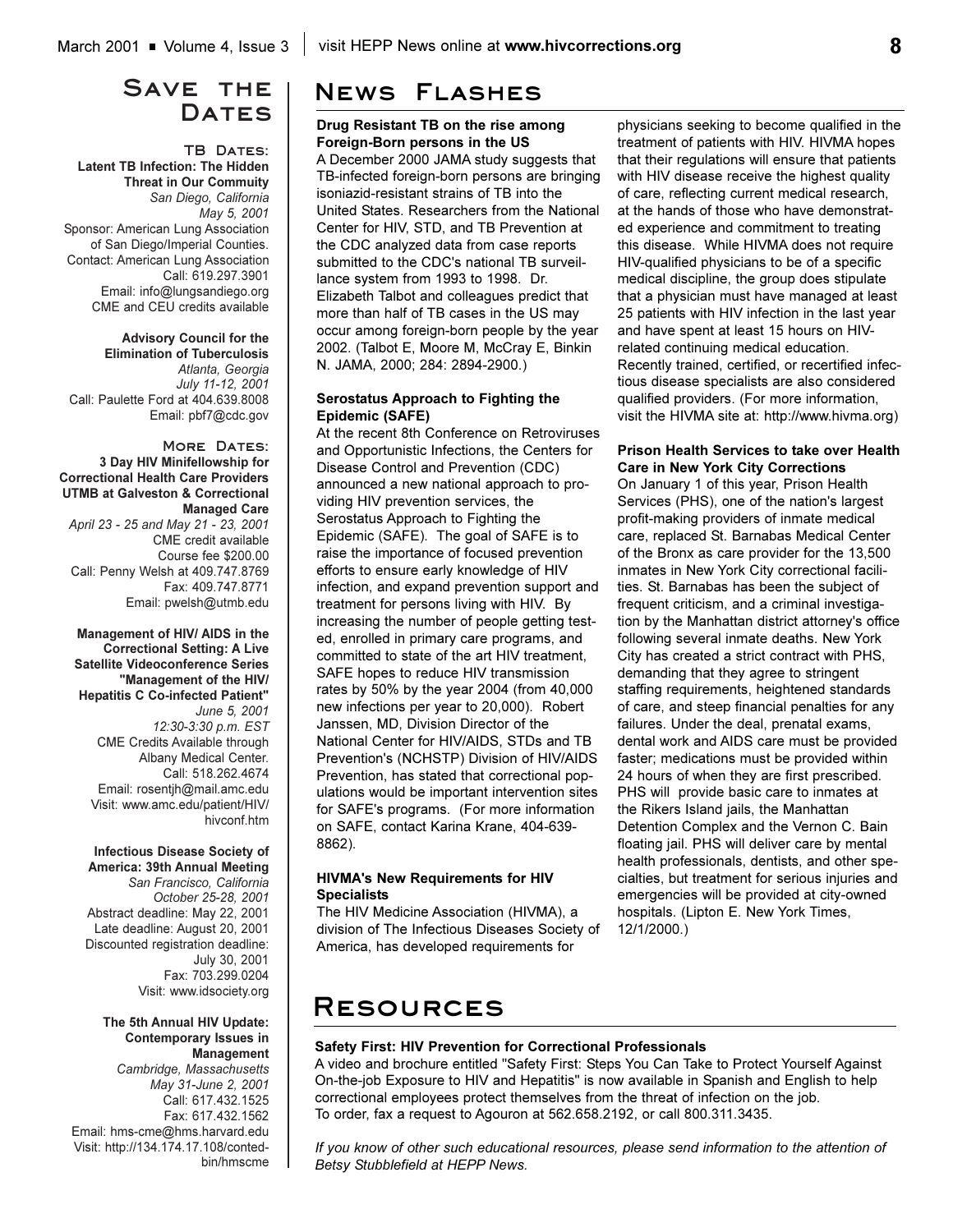# Save the Dates

## TB Dates:

**Latent TB Infection: The Hidden Threat in Our Commuity**
*San Diego, California*
*May 5, 2001*
Sponsor: American Lung Association of San Diego/Imperial Counties.
Contact: American Lung Association
Call: 619.297.3901
Email: info@lungsandiego.org
CME and CEU credits available

**Advisory Council for the Elimination of Tuberculosis**
*Atlanta, Georgia*
*July 11-12, 2001*
Call: Paulette Ford at 404.639.8008
Email: pbf7@cdc.gov

## More Dates:

**3 Day HIV Minifellowship for Correctional Health Care Providers UTMB at Galveston & Correctional Managed Care**
*April 23 - 25 and May 21 - 23, 2001*
CME credit available
Course fee $200.00
Call: Penny Welsh at 409.747.8769
Fax: 409.747.8771
Email: pwelsh@utmb.edu

**Management of HIV/ AIDS in the Correctional Setting: A Live Satellite Videoconference Series "Management of the HIV/ Hepatitis C Co-infected Patient"**
*June 5, 2001*
*12:30-3:30 p.m. EST*
CME Credits Available through Albany Medical Center.
Call: 518.262.4674
Email: rosentjh@mail.amc.edu
Visit: www.amc.edu/patient/HIV/hivconf.htm

**Infectious Disease Society of America: 39th Annual Meeting**
*San Francisco, California*
*October 25-28, 2001*
Abstract deadline: May 22, 2001
Late deadline: August 20, 2001
Discounted registration deadline: July 30, 2001
Fax: 703.299.0204
Visit: www.idsociety.org

**The 5th Annual HIV Update: Contemporary Issues in Management**
*Cambridge, Massachusetts*
*May 31-June 2, 2001*
Call: 617.432.1525
Fax: 617.432.1562
Email: hms-cme@hms.harvard.edu
Visit: http://134.174.17.108/conted-bin/hmscme

# News Flashes

### Drug Resistant TB on the rise among Foreign-Born persons in the US

A December 2000 JAMA study suggests that TB-infected foreign-born persons are bringing isoniazid-resistant strains of TB into the United States. Researchers from the National Center for HIV, STD, and TB Prevention at the CDC analyzed data from case reports submitted to the CDC's national TB surveillance system from 1993 to 1998. Dr. Elizabeth Talbot and colleagues predict that more than half of TB cases in the US may occur among foreign-born people by the year 2002. (Talbot E, Moore M, McCray E, Binkin N. JAMA, 2000; 284: 2894-2900.)

### Serostatus Approach to Fighting the Epidemic (SAFE)

At the recent 8th Conference on Retroviruses and Opportunistic Infections, the Centers for Disease Control and Prevention (CDC) announced a new national approach to providing HIV prevention services, the Serostatus Approach to Fighting the Epidemic (SAFE). The goal of SAFE is to raise the importance of focused prevention efforts to ensure early knowledge of HIV infection, and expand prevention support and treatment for persons living with HIV. By increasing the number of people getting tested, enrolled in primary care programs, and committed to state of the art HIV treatment, SAFE hopes to reduce HIV transmission rates by 50% by the year 2004 (from 40,000 new infections per year to 20,000). Robert Janssen, MD, Division Director of the National Center for HIV/AIDS, STDs and TB Prevention's (NCHSTP) Division of HIV/AIDS Prevention, has stated that correctional populations would be important intervention sites for SAFE's programs. (For more information on SAFE, contact Karina Krane, 404-639-8862).

### HIVMA's New Requirements for HIV Specialists

The HIV Medicine Association (HIVMA), a division of The Infectious Diseases Society of America, has developed requirements for physicians seeking to become qualified in the treatment of patients with HIV. HIVMA hopes that their regulations will ensure that patients with HIV disease receive the highest quality of care, reflecting current medical research, at the hands of those who have demonstrated experience and commitment to treating this disease. While HIVMA does not require HIV-qualified physicians to be of a specific medical discipline, the group does stipulate that a physician must have managed at least 25 patients with HIV infection in the last year and have spent at least 15 hours on HIV-related continuing medical education. Recently trained, certified, or recertified infectious disease specialists are also considered qualified providers. (For more information, visit the HIVMA site at: http://www.hivma.org)

### Prison Health Services to take over Health Care in New York City Corrections

On January 1 of this year, Prison Health Services (PHS), one of the nation's largest profit-making providers of inmate medical care, replaced St. Barnabas Medical Center of the Bronx as care provider for the 13,500 inmates in New York City correctional facilities. St. Barnabas has been the subject of frequent criticism, and a criminal investigation by the Manhattan district attorney's office following several inmate deaths. New York City has created a strict contract with PHS, demanding that they agree to stringent staffing requirements, heightened standards of care, and steep financial penalties for any failures. Under the deal, prenatal exams, dental work and AIDS care must be provided faster; medications must be provided within 24 hours of when they are first prescribed. PHS will provide basic care to inmates at the Rikers Island jails, the Manhattan Detention Complex and the Vernon C. Bain floating jail. PHS will deliver care by mental health professionals, dentists, and other specialties, but treatment for serious injuries and emergencies will be provided at city-owned hospitals. (Lipton E. New York Times, 12/1/2000.)

# Resources

### Safety First: HIV Prevention for Correctional Professionals

A video and brochure entitled "Safety First: Steps You Can Take to Protect Yourself Against On-the-job Exposure to HIV and Hepatitis" is now available in Spanish and English to help correctional employees protect themselves from the threat of infection on the job. To order, fax a request to Agouron at 562.658.2192, or call 800.311.3435.

*If you know of other such educational resources, please send information to the attention of Betsy Stubblefield at HEPP News.*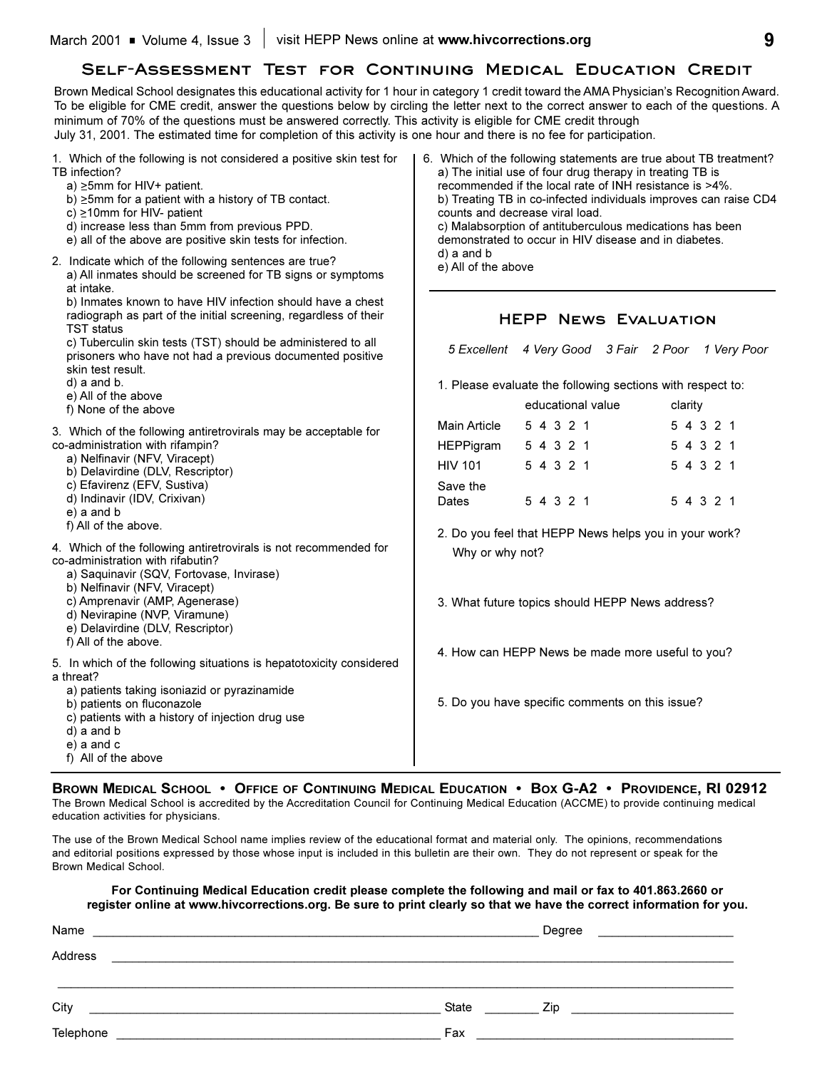## Self-Assessment Test for Continuing Medical Education Credit

Brown Medical School designates this educational activity for 1 hour in category 1 credit toward the AMA Physician's Recognition Award. To be eligible for CME credit, answer the questions below by circling the letter next to the correct answer to each of the questions. A minimum of 70% of the questions must be answered correctly. This activity is eligible for CME credit through July 31, 2001. The estimated time for completion of this activity is one hour and there is no fee for participation.

1. Which of the following is not considered a positive skin test for TB infection?
   a) ≥5mm for HIV+ patient.
   b) ≥5mm for a patient with a history of TB contact.
   c) ≥10mm for HIV- patient
   d) increase less than 5mm from previous PPD.
   e) all of the above are positive skin tests for infection.

2. Indicate which of the following sentences are true?
   a) All inmates should be screened for TB signs or symptoms at intake.
   b) Inmates known to have HIV infection should have a chest radiograph as part of the initial screening, regardless of their TST status
   c) Tuberculin skin tests (TST) should be administered to all prisoners who have not had a previous documented positive skin test result.
   d) a and b.
   e) All of the above
   f) None of the above

3. Which of the following antiretrovirals may be acceptable for co-administration with rifampin?
   a) Nelfinavir (NFV, Viracept)
   b) Delavirdine (DLV, Rescriptor)
   c) Efavirenz (EFV, Sustiva)
   d) Indinavir (IDV, Crixivan)
   e) a and b
   f) All of the above.

4. Which of the following antiretrovirals is not recommended for co-administration with rifabutin?
   a) Saquinavir (SQV, Fortovase, Invirase)
   b) Nelfinavir (NFV, Viracept)
   c) Amprenavir (AMP, Agenerase)
   d) Nevirapine (NVP, Viramune)
   e) Delavirdine (DLV, Rescriptor)
   f) All of the above.

5. In which of the following situations is hepatotoxicity considered a threat?
   a) patients taking isoniazid or pyrazinamide
   b) patients on fluconazole
   c) patients with a history of injection drug use
   d) a and b
   e) a and c
   f) All of the above

6. Which of the following statements are true about TB treatment?
   a) The initial use of four drug therapy in treating TB is recommended if the local rate of INH resistance is >4%.
   b) Treating TB in co-infected individuals improves can raise CD4 counts and decrease viral load.
   c) Malabsorption of antituberculous medications has been demonstrated to occur in HIV disease and in diabetes.
   d) a and b
   e) All of the above

### HEPP News Evaluation

*5 Excellent 4 Very Good 3 Fair 2 Poor 1 Very Poor*

1. Please evaluate the following sections with respect to:

| | educational value | clarity |
|---|---|---|
| Main Article | 5 4 3 2 1 | 5 4 3 2 1 |
| HEPPigram | 5 4 3 2 1 | 5 4 3 2 1 |
| HIV 101 | 5 4 3 2 1 | 5 4 3 2 1 |
| Save the Dates | 5 4 3 2 1 | 5 4 3 2 1 |

2. Do you feel that HEPP News helps you in your work? Why or why not?

3. What future topics should HEPP News address?

4. How can HEPP News be made more useful to you?

5. Do you have specific comments on this issue?

**Brown Medical School • Office of Continuing Medical Education • Box G-A2 • Providence, RI 02912**

The Brown Medical School is accredited by the Accreditation Council for Continuing Medical Education (ACCME) to provide continuing medical education activities for physicians.

The use of the Brown Medical School name implies review of the educational format and material only. The opinions, recommendations and editorial positions expressed by those whose input is included in this bulletin are their own. They do not represent or speak for the Brown Medical School.

**For Continuing Medical Education credit please complete the following and mail or fax to 401.863.2660 or register online at www.hivcorrections.org. Be sure to print clearly so that we have the correct information for you.**

Name ______________________________ Degree ______________

Address ______________________________

______________________________

City ______________________ State ________ Zip ______________

Telephone ______________________ Fax ______________________